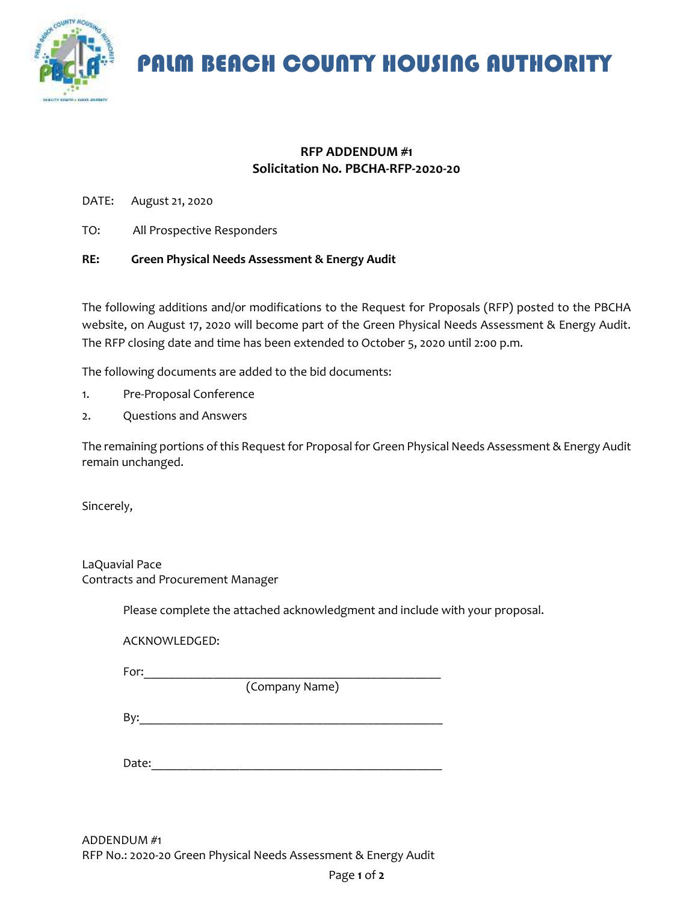# PALM BEACH COUNTY HOUSING AUTHORITY

**RFP ADDENDUM #1**
**Solicitation No. PBCHA-RFP-2020-20**

DATE: August 21, 2020

TO: All Prospective Responders

**RE: Green Physical Needs Assessment & Energy Audit**

The following additions and/or modifications to the Request for Proposals (RFP) posted to the PBCHA website, on August 17, 2020 will become part of the Green Physical Needs Assessment & Energy Audit. The RFP closing date and time has been extended to October 5, 2020 until 2:00 p.m.

The following documents are added to the bid documents:

1. Pre-Proposal Conference
2. Questions and Answers

The remaining portions of this Request for Proposal for Green Physical Needs Assessment & Energy Audit remain unchanged.

Sincerely,

LaQuavial Pace
Contracts and Procurement Manager

Please complete the attached acknowledgment and include with your proposal.

ACKNOWLEDGED:

For:_______________________________________________
(Company Name)

By:_______________________________________________

Date:_____________________________________________

ADDENDUM #1
RFP No.: 2020-20 Green Physical Needs Assessment & Energy Audit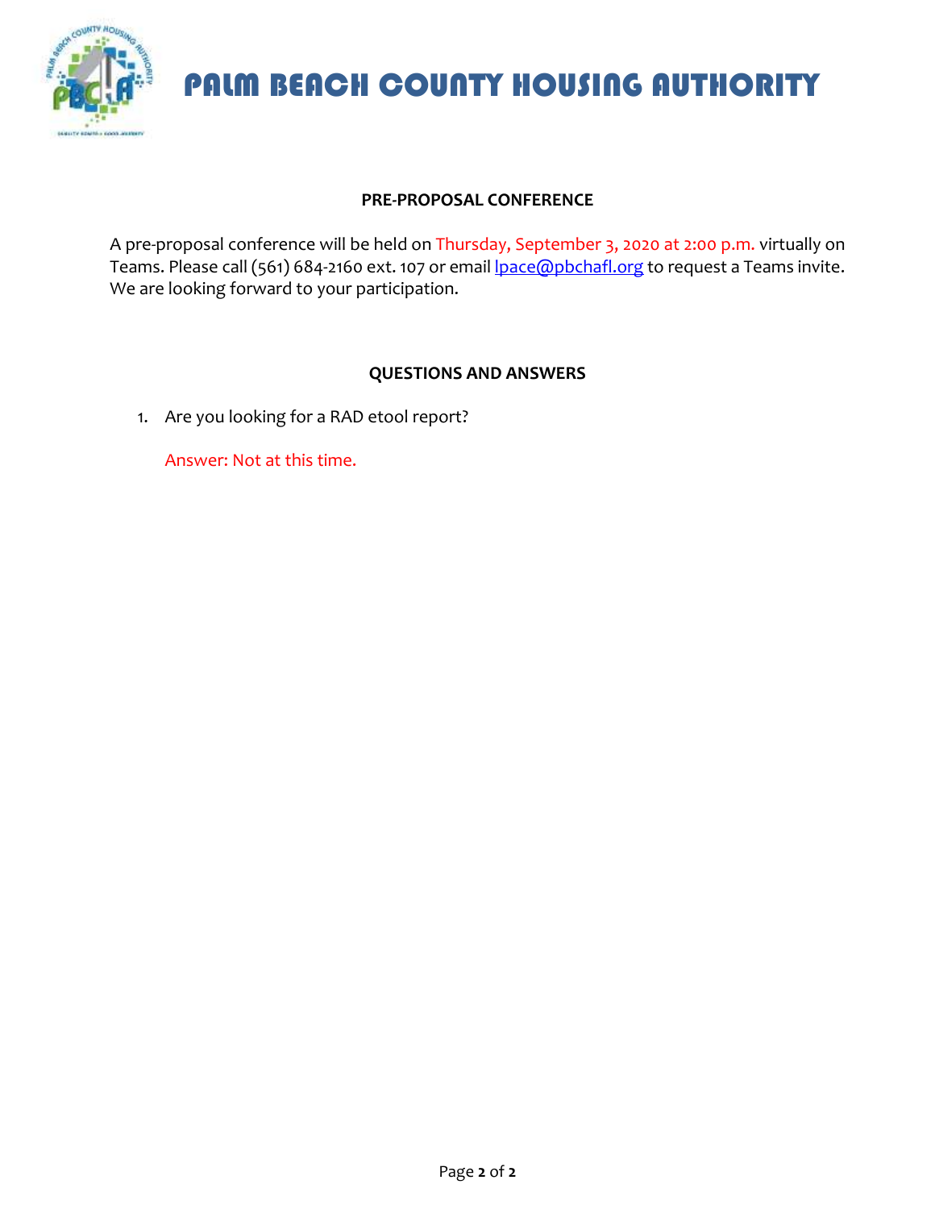# PALM BEACH COUNTY HOUSING AUTHORITY

## PRE-PROPOSAL CONFERENCE

A pre-proposal conference will be held on Thursday, September 3, 2020 at 2:00 p.m. virtually on Teams. Please call (561) 684-2160 ext. 107 or email lpace@pbchafl.org to request a Teams invite. We are looking forward to your participation.

## QUESTIONS AND ANSWERS

1. Are you looking for a RAD etool report?

   Answer: Not at this time.